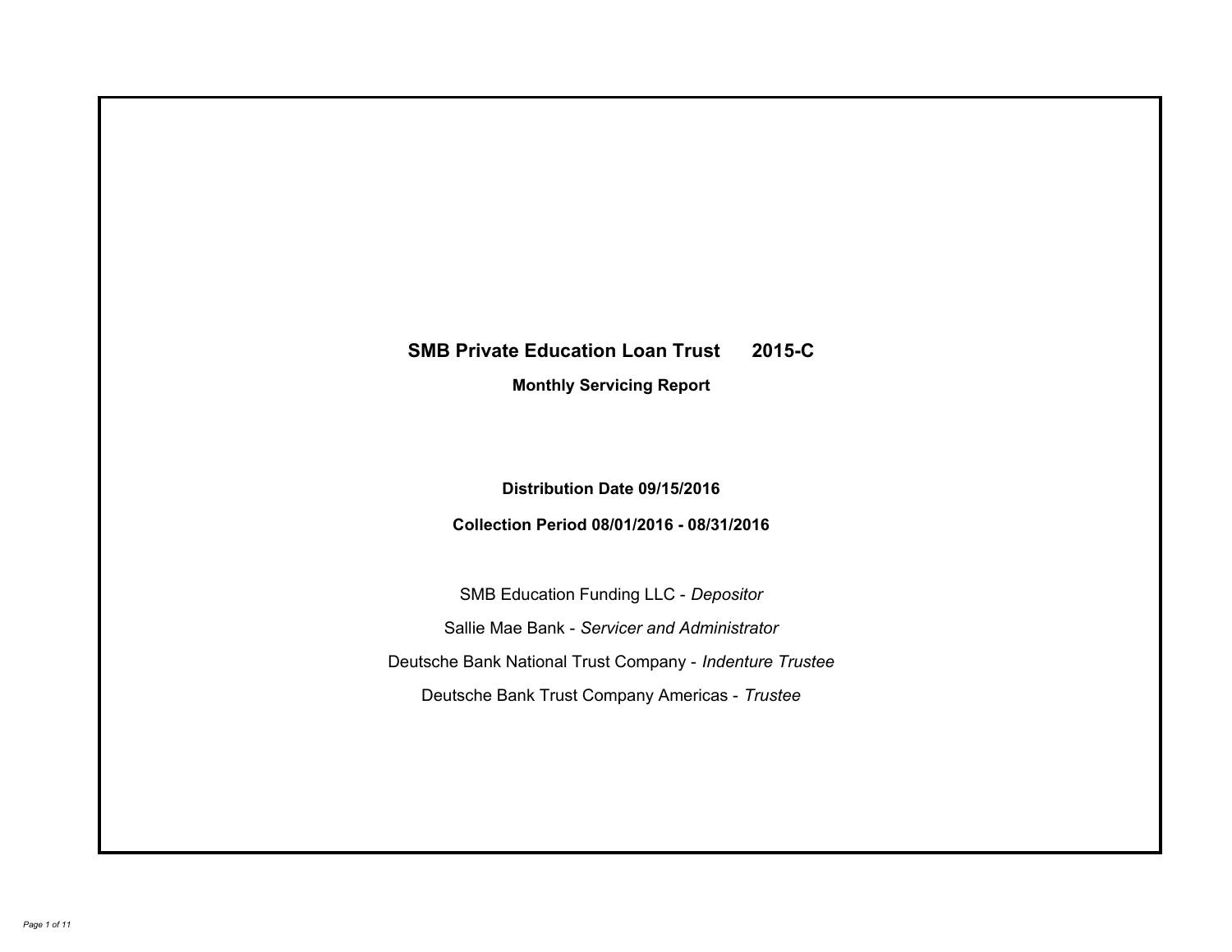# SMB Private Education Loan Trust 2015-C

## Monthly Servicing Report

**Distribution Date 09/15/2016**

**Collection Period 08/01/2016 - 08/31/2016**

SMB Education Funding LLC - *Depositor*

Sallie Mae Bank - *Servicer and Administrator*

Deutsche Bank National Trust Company - *Indenture Trustee*

Deutsche Bank Trust Company Americas - *Trustee*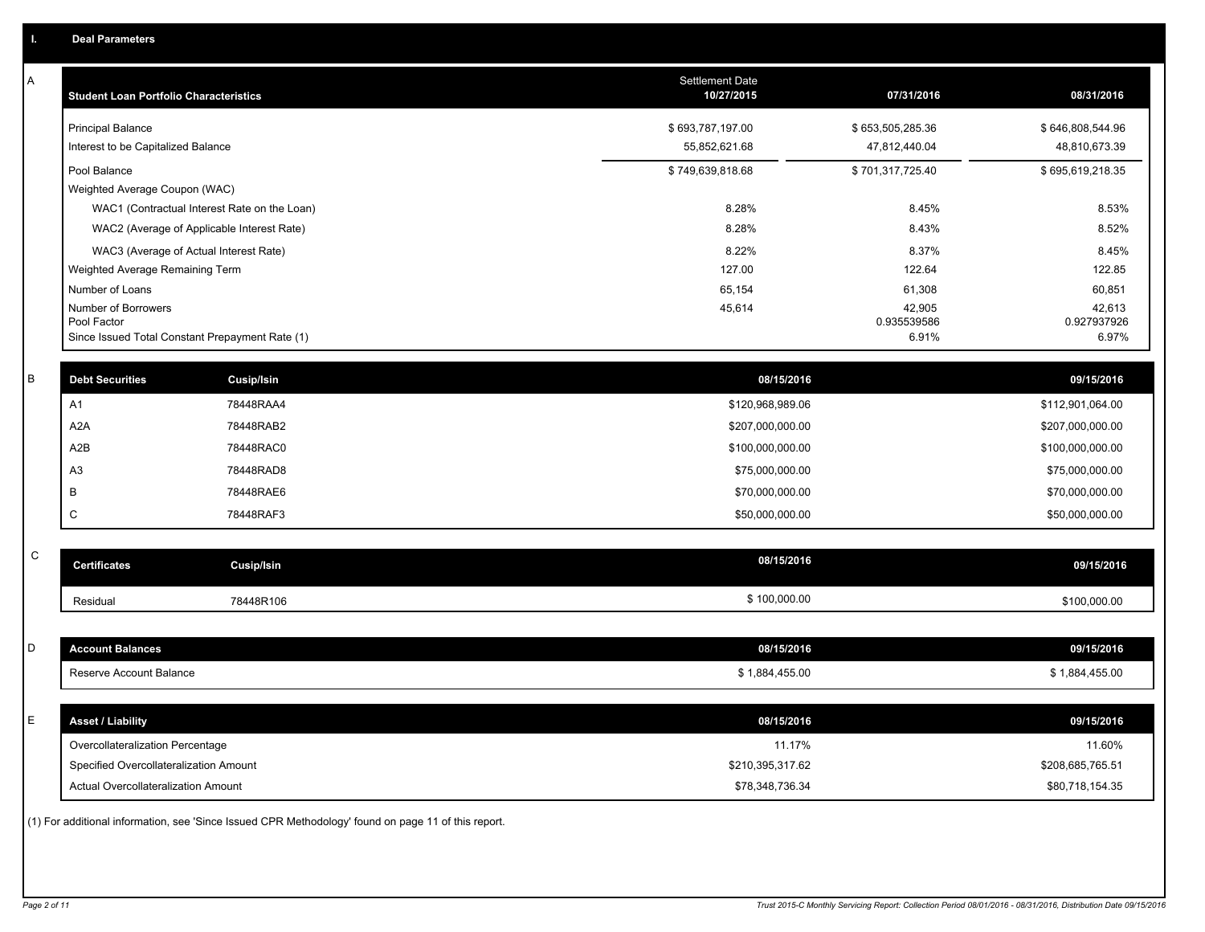# I. Deal Parameters

## A

| Student Loan Portfolio Characteristics | Settlement Date 10/27/2015 | 07/31/2016 | 08/31/2016 |
|---|---|---|---|
| Principal Balance | $ 693,787,197.00 | $ 653,505,285.36 | $ 646,808,544.96 |
| Interest to be Capitalized Balance | 55,852,621.68 | 47,812,440.04 | 48,810,673.39 |
| Pool Balance | $ 749,639,818.68 | $ 701,317,725.40 | $ 695,619,218.35 |
| Weighted Average Coupon (WAC) | | | |
| WAC1 (Contractual Interest Rate on the Loan) | 8.28% | 8.45% | 8.53% |
| WAC2 (Average of Applicable Interest Rate) | 8.28% | 8.43% | 8.52% |
| WAC3 (Average of Actual Interest Rate) | 8.22% | 8.37% | 8.45% |
| Weighted Average Remaining Term | 127.00 | 122.64 | 122.85 |
| Number of Loans | 65,154 | 61,308 | 60,851 |
| Number of Borrowers | 45,614 | 42,905 | 42,613 |
| Pool Factor | | 0.935539586 | 0.927937926 |
| Since Issued Total Constant Prepayment Rate (1) | | 6.91% | 6.97% |

## B

| Debt Securities | Cusip/Isin | 08/15/2016 | 09/15/2016 |
|---|---|---|---|
| A1 | 78448RAA4 | $120,968,989.06 | $112,901,064.00 |
| A2A | 78448RAB2 | $207,000,000.00 | $207,000,000.00 |
| A2B | 78448RAC0 | $100,000,000.00 | $100,000,000.00 |
| A3 | 78448RAD8 | $75,000,000.00 | $75,000,000.00 |
| B | 78448RAE6 | $70,000,000.00 | $70,000,000.00 |
| C | 78448RAF3 | $50,000,000.00 | $50,000,000.00 |

## C

| Certificates | Cusip/Isin | 08/15/2016 | 09/15/2016 |
|---|---|---|---|
| Residual | 78448R106 | $ 100,000.00 | $100,000.00 |

## D

| Account Balances | 08/15/2016 | 09/15/2016 |
|---|---|---|
| Reserve Account Balance | $ 1,884,455.00 | $ 1,884,455.00 |

## E

| Asset / Liability | 08/15/2016 | 09/15/2016 |
|---|---|---|
| Overcollateralization Percentage | 11.17% | 11.60% |
| Specified Overcollateralization Amount | $210,395,317.62 | $208,685,765.51 |
| Actual Overcollateralization Amount | $78,348,736.34 | $80,718,154.35 |

(1) For additional information, see 'Since Issued CPR Methodology' found on page 11 of this report.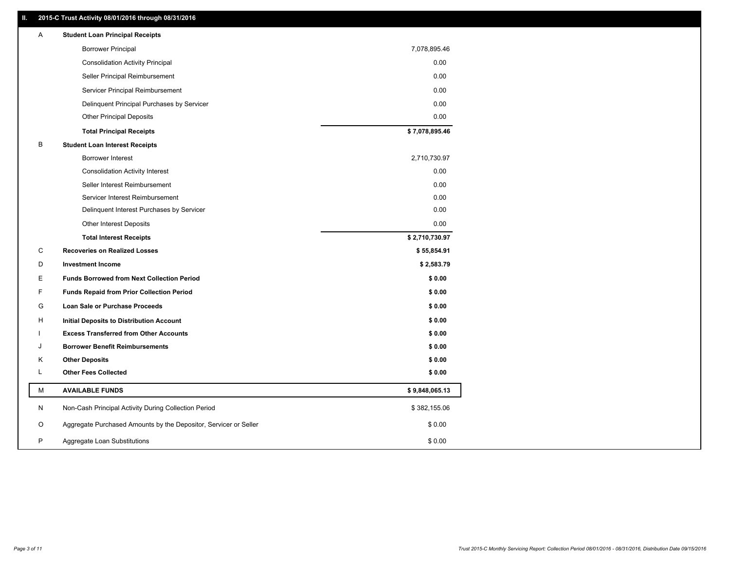## II. 2015-C Trust Activity 08/01/2016 through 08/31/2016

| | | |
|---|---|---|
| A | **Student Loan Principal Receipts** | |
| | Borrower Principal | 7,078,895.46 |
| | Consolidation Activity Principal | 0.00 |
| | Seller Principal Reimbursement | 0.00 |
| | Servicer Principal Reimbursement | 0.00 |
| | Delinquent Principal Purchases by Servicer | 0.00 |
| | Other Principal Deposits | 0.00 |
| | **Total Principal Receipts** | **$ 7,078,895.46** |
| B | **Student Loan Interest Receipts** | |
| | Borrower Interest | 2,710,730.97 |
| | Consolidation Activity Interest | 0.00 |
| | Seller Interest Reimbursement | 0.00 |
| | Servicer Interest Reimbursement | 0.00 |
| | Delinquent Interest Purchases by Servicer | 0.00 |
| | Other Interest Deposits | 0.00 |
| | **Total Interest Receipts** | **$ 2,710,730.97** |
| C | **Recoveries on Realized Losses** | **$ 55,854.91** |
| D | **Investment Income** | **$ 2,583.79** |
| E | **Funds Borrowed from Next Collection Period** | **$ 0.00** |
| F | **Funds Repaid from Prior Collection Period** | **$ 0.00** |
| G | **Loan Sale or Purchase Proceeds** | **$ 0.00** |
| H | **Initial Deposits to Distribution Account** | **$ 0.00** |
| I | **Excess Transferred from Other Accounts** | **$ 0.00** |
| J | **Borrower Benefit Reimbursements** | **$ 0.00** |
| K | **Other Deposits** | **$ 0.00** |
| L | **Other Fees Collected** | **$ 0.00** |
| M | **AVAILABLE FUNDS** | **$ 9,848,065.13** |
| N | Non-Cash Principal Activity During Collection Period | $ 382,155.06 |
| O | Aggregate Purchased Amounts by the Depositor, Servicer or Seller | $ 0.00 |
| P | Aggregate Loan Substitutions | $ 0.00 |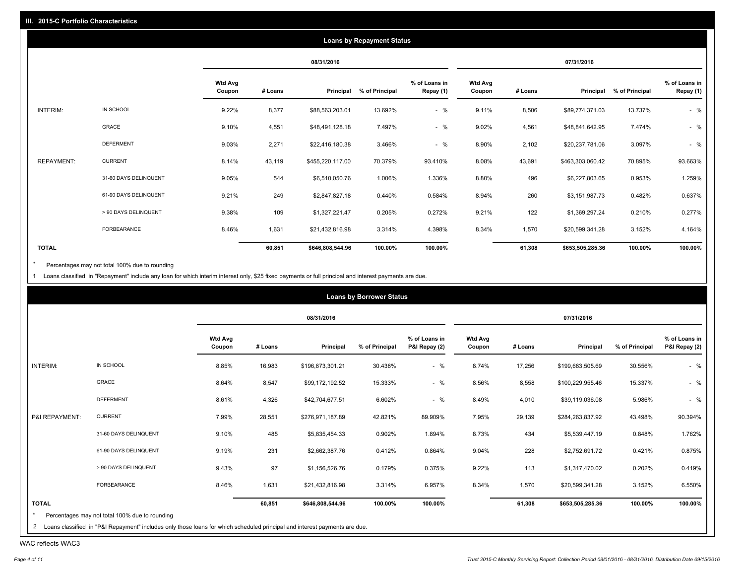## III. 2015-C Portfolio Characteristics

### Loans by Repayment Status

| | | 08/31/2016 | | | | | 07/31/2016 | | | | |
|---|---|---|---|---|---|---|---|---|---|---|---|
| | | Wtd Avg Coupon | # Loans | Principal | % of Principal | % of Loans in Repay (1) | Wtd Avg Coupon | # Loans | Principal | % of Principal | % of Loans in Repay (1) |
| INTERIM: | IN SCHOOL | 9.22% | 8,377 | $88,563,203.01 | 13.692% | - % | 9.11% | 8,506 | $89,774,371.03 | 13.737% | - % |
| | GRACE | 9.10% | 4,551 | $48,491,128.18 | 7.497% | - % | 9.02% | 4,561 | $48,841,642.95 | 7.474% | - % |
| | DEFERMENT | 9.03% | 2,271 | $22,416,180.38 | 3.466% | - % | 8.90% | 2,102 | $20,237,781.06 | 3.097% | - % |
| REPAYMENT: | CURRENT | 8.14% | 43,119 | $455,220,117.00 | 70.379% | 93.410% | 8.08% | 43,691 | $463,303,060.42 | 70.895% | 93.663% |
| | 31-60 DAYS DELINQUENT | 9.05% | 544 | $6,510,050.76 | 1.006% | 1.336% | 8.80% | 496 | $6,227,803.65 | 0.953% | 1.259% |
| | 61-90 DAYS DELINQUENT | 9.21% | 249 | $2,847,827.18 | 0.440% | 0.584% | 8.94% | 260 | $3,151,987.73 | 0.482% | 0.637% |
| | > 90 DAYS DELINQUENT | 9.38% | 109 | $1,327,221.47 | 0.205% | 0.272% | 9.21% | 122 | $1,369,297.24 | 0.210% | 0.277% |
| | FORBEARANCE | 8.46% | 1,631 | $21,432,816.98 | 3.314% | 4.398% | 8.34% | 1,570 | $20,599,341.28 | 3.152% | 4.164% |
| **TOTAL** | | | **60,851** | **$646,808,544.96** | **100.00%** | **100.00%** | | **61,308** | **$653,505,285.36** | **100.00%** | **100.00%** |

* Percentages may not total 100% due to rounding

1 Loans classified in "Repayment" include any loan for which interim interest only, $25 fixed payments or full principal and interest payments are due.

### Loans by Borrower Status

| | | 08/31/2016 | | | | | 07/31/2016 | | | | |
|---|---|---|---|---|---|---|---|---|---|---|---|
| | | Wtd Avg Coupon | # Loans | Principal | % of Principal | % of Loans in P&I Repay (2) | Wtd Avg Coupon | # Loans | Principal | % of Principal | % of Loans in P&I Repay (2) |
| INTERIM: | IN SCHOOL | 8.85% | 16,983 | $196,873,301.21 | 30.438% | - % | 8.74% | 17,256 | $199,683,505.69 | 30.556% | - % |
| | GRACE | 8.64% | 8,547 | $99,172,192.52 | 15.333% | - % | 8.56% | 8,558 | $100,229,955.46 | 15.337% | - % |
| | DEFERMENT | 8.61% | 4,326 | $42,704,677.51 | 6.602% | - % | 8.49% | 4,010 | $39,119,036.08 | 5.986% | - % |
| P&I REPAYMENT: | CURRENT | 7.99% | 28,551 | $276,971,187.89 | 42.821% | 89.909% | 7.95% | 29,139 | $284,263,837.92 | 43.498% | 90.394% |
| | 31-60 DAYS DELINQUENT | 9.10% | 485 | $5,835,454.33 | 0.902% | 1.894% | 8.73% | 434 | $5,539,447.19 | 0.848% | 1.762% |
| | 61-90 DAYS DELINQUENT | 9.19% | 231 | $2,662,387.76 | 0.412% | 0.864% | 9.04% | 228 | $2,752,691.72 | 0.421% | 0.875% |
| | > 90 DAYS DELINQUENT | 9.43% | 97 | $1,156,526.76 | 0.179% | 0.375% | 9.22% | 113 | $1,317,470.02 | 0.202% | 0.419% |
| | FORBEARANCE | 8.46% | 1,631 | $21,432,816.98 | 3.314% | 6.957% | 8.34% | 1,570 | $20,599,341.28 | 3.152% | 6.550% |
| **TOTAL** | | | **60,851** | **$646,808,544.96** | **100.00%** | **100.00%** | | **61,308** | **$653,505,285.36** | **100.00%** | **100.00%** |

* Percentages may not total 100% due to rounding

2 Loans classified in "P&I Repayment" includes only those loans for which scheduled principal and interest payments are due.

WAC reflects WAC3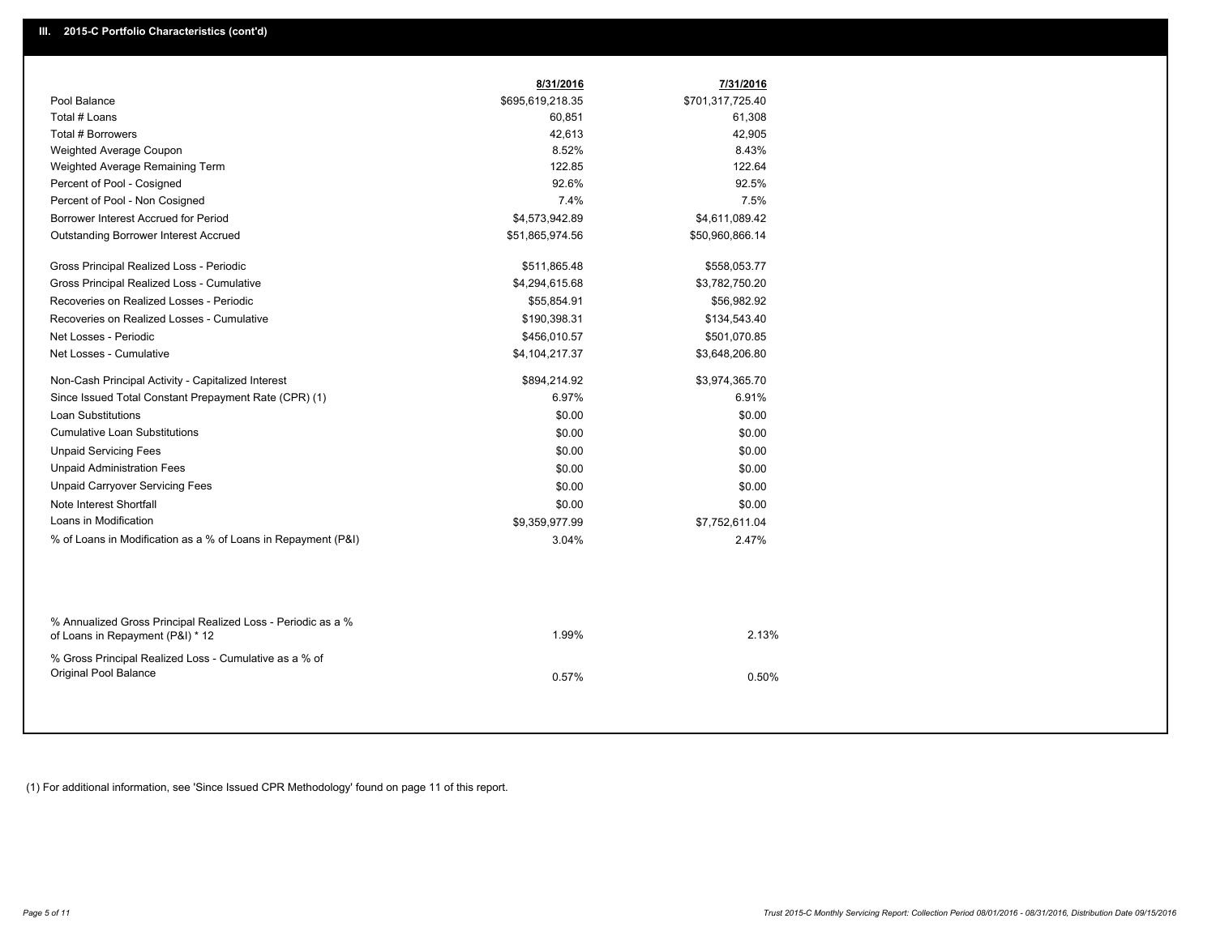## III. 2015-C Portfolio Characteristics (cont'd)

| | 8/31/2016 | 7/31/2016 |
|---|---|---|
| Pool Balance | $695,619,218.35 | $701,317,725.40 |
| Total # Loans | 60,851 | 61,308 |
| Total # Borrowers | 42,613 | 42,905 |
| Weighted Average Coupon | 8.52% | 8.43% |
| Weighted Average Remaining Term | 122.85 | 122.64 |
| Percent of Pool - Cosigned | 92.6% | 92.5% |
| Percent of Pool - Non Cosigned | 7.4% | 7.5% |
| Borrower Interest Accrued for Period | $4,573,942.89 | $4,611,089.42 |
| Outstanding Borrower Interest Accrued | $51,865,974.56 | $50,960,866.14 |
| Gross Principal Realized Loss - Periodic | $511,865.48 | $558,053.77 |
| Gross Principal Realized Loss - Cumulative | $4,294,615.68 | $3,782,750.20 |
| Recoveries on Realized Losses - Periodic | $55,854.91 | $56,982.92 |
| Recoveries on Realized Losses - Cumulative | $190,398.31 | $134,543.40 |
| Net Losses - Periodic | $456,010.57 | $501,070.85 |
| Net Losses - Cumulative | $4,104,217.37 | $3,648,206.80 |
| Non-Cash Principal Activity - Capitalized Interest | $894,214.92 | $3,974,365.70 |
| Since Issued Total Constant Prepayment Rate (CPR) (1) | 6.97% | 6.91% |
| Loan Substitutions | $0.00 | $0.00 |
| Cumulative Loan Substitutions | $0.00 | $0.00 |
| Unpaid Servicing Fees | $0.00 | $0.00 |
| Unpaid Administration Fees | $0.00 | $0.00 |
| Unpaid Carryover Servicing Fees | $0.00 | $0.00 |
| Note Interest Shortfall | $0.00 | $0.00 |
| Loans in Modification | $9,359,977.99 | $7,752,611.04 |
| % of Loans in Modification as a % of Loans in Repayment (P&I) | 3.04% | 2.47% |
| % Annualized Gross Principal Realized Loss - Periodic as a % of Loans in Repayment (P&I) * 12 | 1.99% | 2.13% |
| % Gross Principal Realized Loss - Cumulative as a % of Original Pool Balance | 0.57% | 0.50% |

(1) For additional information, see 'Since Issued CPR Methodology' found on page 11 of this report.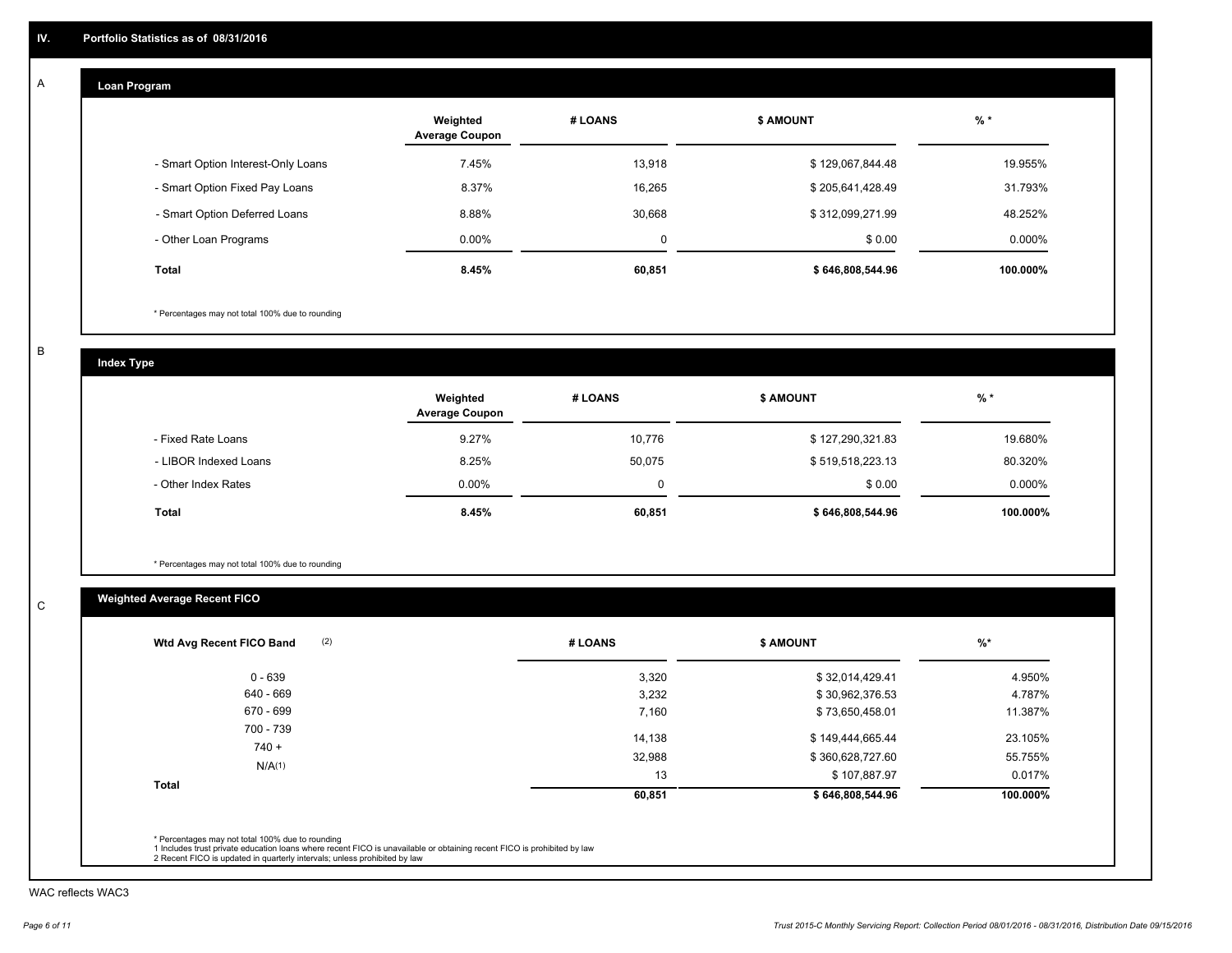# IV. Portfolio Statistics as of 08/31/2016

## A — Loan Program

| | Weighted Average Coupon | # LOANS | $ AMOUNT | % * |
|---|---|---|---|---|
| - Smart Option Interest-Only Loans | 7.45% | 13,918 | $ 129,067,844.48 | 19.955% |
| - Smart Option Fixed Pay Loans | 8.37% | 16,265 | $ 205,641,428.49 | 31.793% |
| - Smart Option Deferred Loans | 8.88% | 30,668 | $ 312,099,271.99 | 48.252% |
| - Other Loan Programs | 0.00% | 0 | $ 0.00 | 0.000% |
| **Total** | **8.45%** | **60,851** | **$ 646,808,544.96** | **100.000%** |

* Percentages may not total 100% due to rounding

## B — Index Type

| | Weighted Average Coupon | # LOANS | $ AMOUNT | % * |
|---|---|---|---|---|
| - Fixed Rate Loans | 9.27% | 10,776 | $ 127,290,321.83 | 19.680% |
| - LIBOR Indexed Loans | 8.25% | 50,075 | $ 519,518,223.13 | 80.320% |
| - Other Index Rates | 0.00% | 0 | $ 0.00 | 0.000% |
| **Total** | **8.45%** | **60,851** | **$ 646,808,544.96** | **100.000%** |

* Percentages may not total 100% due to rounding

## C — Weighted Average Recent FICO

| Wtd Avg Recent FICO Band (2) | # LOANS | $ AMOUNT | %* |
|---|---|---|---|
| 0 - 639 | 3,320 | $ 32,014,429.41 | 4.950% |
| 640 - 669 | 3,232 | $ 30,962,376.53 | 4.787% |
| 670 - 699 | 7,160 | $ 73,650,458.01 | 11.387% |
| 700 - 739 | 14,138 | $ 149,444,665.44 | 23.105% |
| 740 + | 32,988 | $ 360,628,727.60 | 55.755% |
| N/A(1) | 13 | $ 107,887.97 | 0.017% |
| **Total** | **60,851** | **$ 646,808,544.96** | **100.000%** |

* Percentages may not total 100% due to rounding
1 Includes trust private education loans where recent FICO is unavailable or obtaining recent FICO is prohibited by law
2 Recent FICO is updated in quarterly intervals; unless prohibited by law

WAC reflects WAC3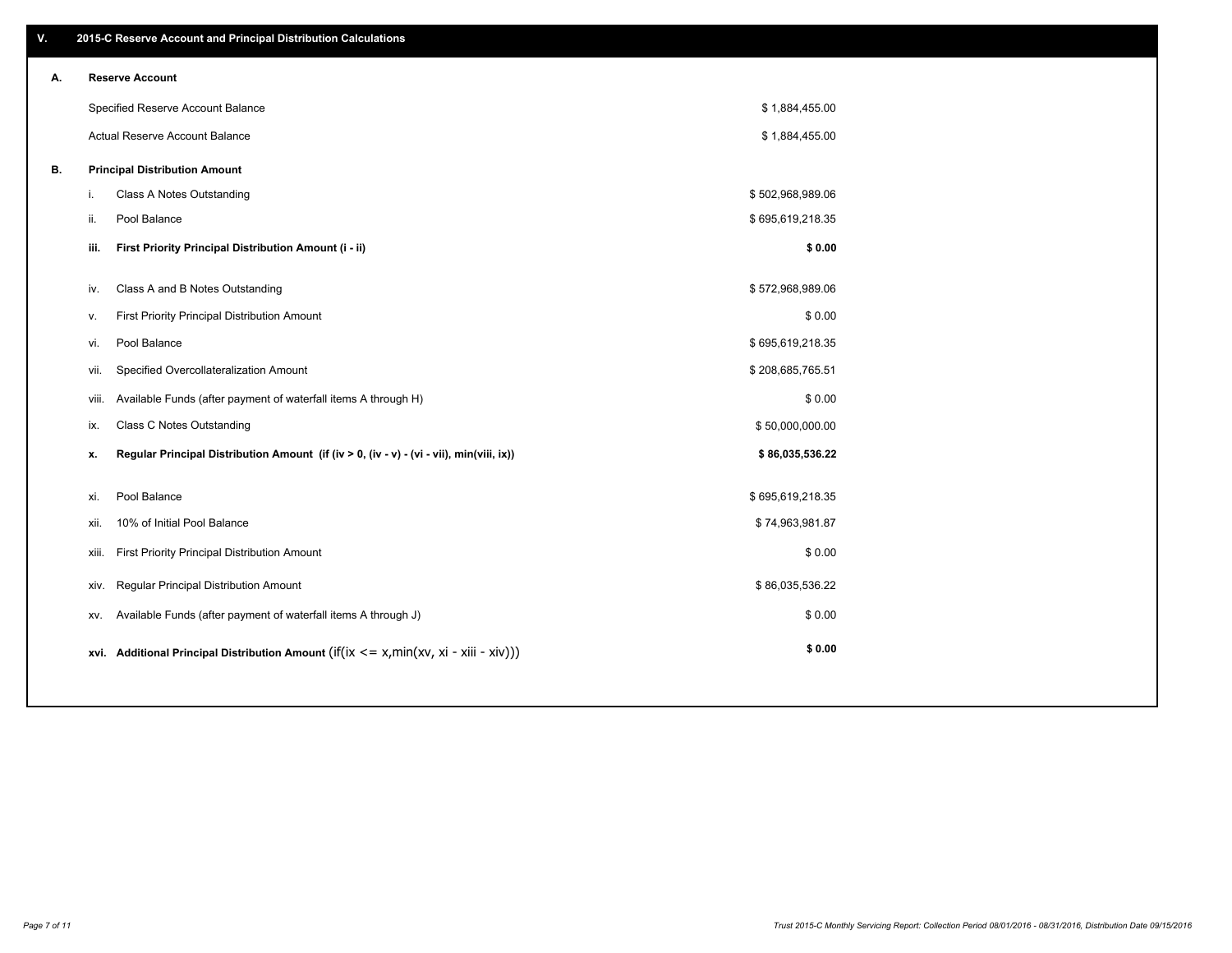## V. 2015-C Reserve Account and Principal Distribution Calculations

### A. Reserve Account

| | |
|---|---|
| Specified Reserve Account Balance | $ 1,884,455.00 |
| Actual Reserve Account Balance | $ 1,884,455.00 |

### B. Principal Distribution Amount

| | | |
|---|---|---|
| i. | Class A Notes Outstanding | $ 502,968,989.06 |
| ii. | Pool Balance | $ 695,619,218.35 |
| **iii.** | **First Priority Principal Distribution Amount (i - ii)** | **$ 0.00** |
| iv. | Class A and B Notes Outstanding | $ 572,968,989.06 |
| v. | First Priority Principal Distribution Amount | $ 0.00 |
| vi. | Pool Balance | $ 695,619,218.35 |
| vii. | Specified Overcollateralization Amount | $ 208,685,765.51 |
| viii. | Available Funds (after payment of waterfall items A through H) | $ 0.00 |
| ix. | Class C Notes Outstanding | $ 50,000,000.00 |
| **x.** | **Regular Principal Distribution Amount (if (iv > 0, (iv - v) - (vi - vii), min(viii, ix))** | **$ 86,035,536.22** |
| xi. | Pool Balance | $ 695,619,218.35 |
| xii. | 10% of Initial Pool Balance | $ 74,963,981.87 |
| xiii. | First Priority Principal Distribution Amount | $ 0.00 |
| xiv. | Regular Principal Distribution Amount | $ 86,035,536.22 |
| xv. | Available Funds (after payment of waterfall items A through J) | $ 0.00 |
| **xvi.** | **Additional Principal Distribution Amount** (if(ix <= x,min(xv, xi - xiii - xiv))) | **$ 0.00** |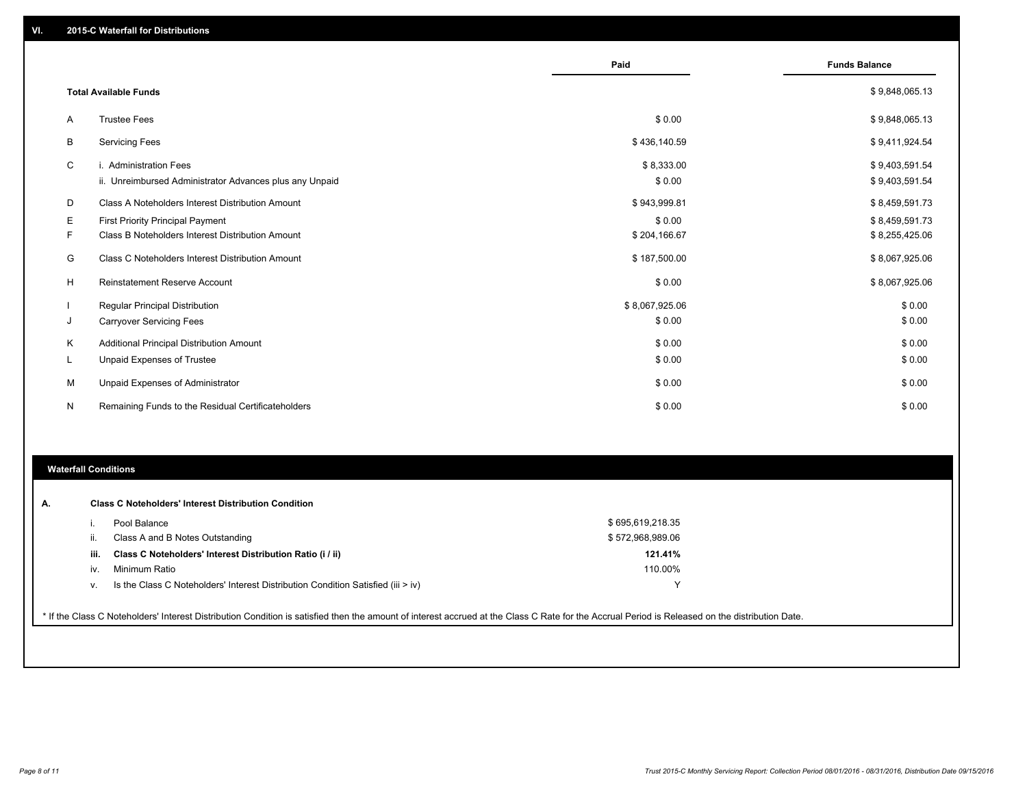## VI. 2015-C Waterfall for Distributions

| | | Paid | Funds Balance |
|---|---|---|---|
| | **Total Available Funds** | | $ 9,848,065.13 |
| A | Trustee Fees | $ 0.00 | $ 9,848,065.13 |
| B | Servicing Fees | $ 436,140.59 | $ 9,411,924.54 |
| C | i. Administration Fees | $ 8,333.00 | $ 9,403,591.54 |
| | ii. Unreimbursed Administrator Advances plus any Unpaid | $ 0.00 | $ 9,403,591.54 |
| D | Class A Noteholders Interest Distribution Amount | $ 943,999.81 | $ 8,459,591.73 |
| E | First Priority Principal Payment | $ 0.00 | $ 8,459,591.73 |
| F | Class B Noteholders Interest Distribution Amount | $ 204,166.67 | $ 8,255,425.06 |
| G | Class C Noteholders Interest Distribution Amount | $ 187,500.00 | $ 8,067,925.06 |
| H | Reinstatement Reserve Account | $ 0.00 | $ 8,067,925.06 |
| I | Regular Principal Distribution | $ 8,067,925.06 | $ 0.00 |
| J | Carryover Servicing Fees | $ 0.00 | $ 0.00 |
| K | Additional Principal Distribution Amount | $ 0.00 | $ 0.00 |
| L | Unpaid Expenses of Trustee | $ 0.00 | $ 0.00 |
| M | Unpaid Expenses of Administrator | $ 0.00 | $ 0.00 |
| N | Remaining Funds to the Residual Certificateholders | $ 0.00 | $ 0.00 |

## Waterfall Conditions

**A. Class C Noteholders' Interest Distribution Condition**

| | | |
|---|---|---|
| i. | Pool Balance | $ 695,619,218.35 |
| ii. | Class A and B Notes Outstanding | $ 572,968,989.06 |
| **iii.** | **Class C Noteholders' Interest Distribution Ratio (i / ii)** | **121.41%** |
| iv. | Minimum Ratio | 110.00% |
| v. | Is the Class C Noteholders' Interest Distribution Condition Satisfied (iii > iv) | Y |

\* If the Class C Noteholders' Interest Distribution Condition is satisfied then the amount of interest accrued at the Class C Rate for the Accrual Period is Released on the distribution Date.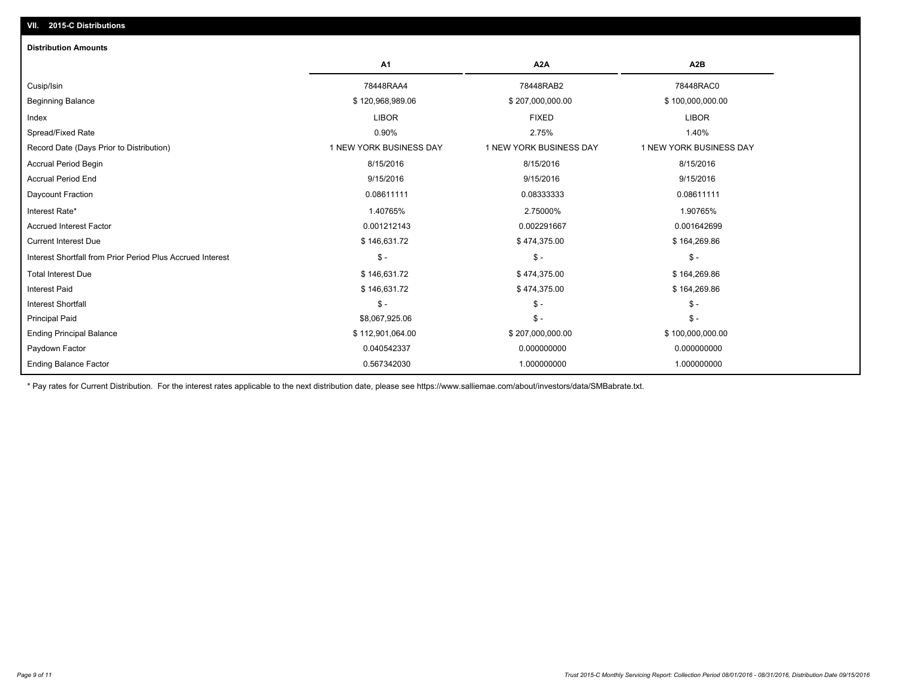## VII. 2015-C Distributions

### Distribution Amounts

| | A1 | A2A | A2B |
|---|---|---|---|
| Cusip/Isin | 78448RAA4 | 78448RAB2 | 78448RAC0 |
| Beginning Balance | $ 120,968,989.06 | $ 207,000,000.00 | $ 100,000,000.00 |
| Index | LIBOR | FIXED | LIBOR |
| Spread/Fixed Rate | 0.90% | 2.75% | 1.40% |
| Record Date (Days Prior to Distribution) | 1 NEW YORK BUSINESS DAY | 1 NEW YORK BUSINESS DAY | 1 NEW YORK BUSINESS DAY |
| Accrual Period Begin | 8/15/2016 | 8/15/2016 | 8/15/2016 |
| Accrual Period End | 9/15/2016 | 9/15/2016 | 9/15/2016 |
| Daycount Fraction | 0.08611111 | 0.08333333 | 0.08611111 |
| Interest Rate* | 1.40765% | 2.75000% | 1.90765% |
| Accrued Interest Factor | 0.001212143 | 0.002291667 | 0.001642699 |
| Current Interest Due | $ 146,631.72 | $ 474,375.00 | $ 164,269.86 |
| Interest Shortfall from Prior Period Plus Accrued Interest | $ - | $ - | $ - |
| Total Interest Due | $ 146,631.72 | $ 474,375.00 | $ 164,269.86 |
| Interest Paid | $ 146,631.72 | $ 474,375.00 | $ 164,269.86 |
| Interest Shortfall | $ - | $ - | $ - |
| Principal Paid | $8,067,925.06 | $ - | $ - |
| Ending Principal Balance | $ 112,901,064.00 | $ 207,000,000.00 | $ 100,000,000.00 |
| Paydown Factor | 0.040542337 | 0.000000000 | 0.000000000 |
| Ending Balance Factor | 0.567342030 | 1.000000000 | 1.000000000 |

* Pay rates for Current Distribution. For the interest rates applicable to the next distribution date, please see https://www.salliemae.com/about/investors/data/SMBabrate.txt.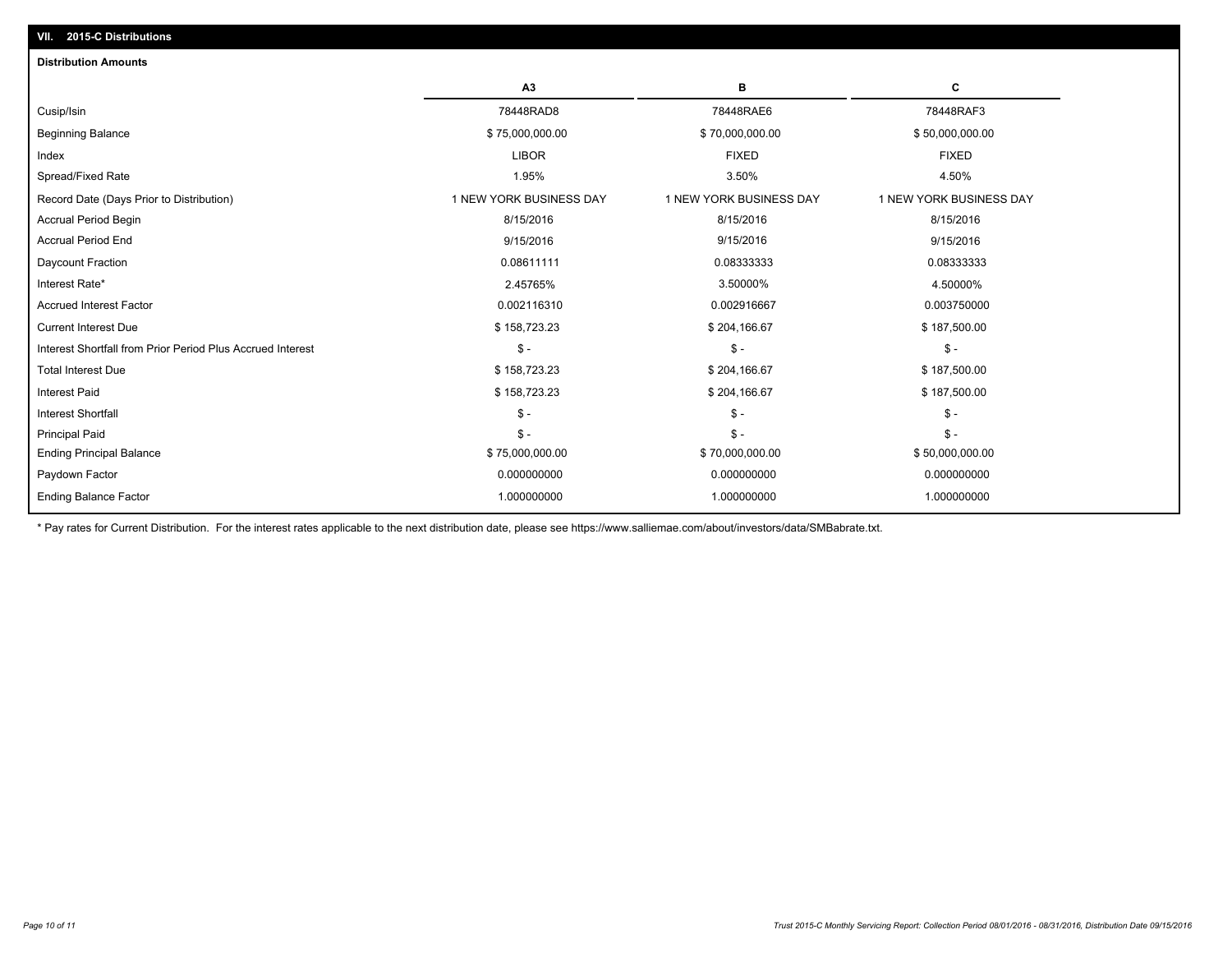## VII. 2015-C Distributions

### Distribution Amounts

| | A3 | B | C |
|---|---|---|---|
| Cusip/Isin | 78448RAD8 | 78448RAE6 | 78448RAF3 |
| Beginning Balance | $ 75,000,000.00 | $ 70,000,000.00 | $ 50,000,000.00 |
| Index | LIBOR | FIXED | FIXED |
| Spread/Fixed Rate | 1.95% | 3.50% | 4.50% |
| Record Date (Days Prior to Distribution) | 1 NEW YORK BUSINESS DAY | 1 NEW YORK BUSINESS DAY | 1 NEW YORK BUSINESS DAY |
| Accrual Period Begin | 8/15/2016 | 8/15/2016 | 8/15/2016 |
| Accrual Period End | 9/15/2016 | 9/15/2016 | 9/15/2016 |
| Daycount Fraction | 0.08611111 | 0.08333333 | 0.08333333 |
| Interest Rate* | 2.45765% | 3.50000% | 4.50000% |
| Accrued Interest Factor | 0.002116310 | 0.002916667 | 0.003750000 |
| Current Interest Due | $ 158,723.23 | $ 204,166.67 | $ 187,500.00 |
| Interest Shortfall from Prior Period Plus Accrued Interest | $ - | $ - | $ - |
| Total Interest Due | $ 158,723.23 | $ 204,166.67 | $ 187,500.00 |
| Interest Paid | $ 158,723.23 | $ 204,166.67 | $ 187,500.00 |
| Interest Shortfall | $ - | $ - | $ - |
| Principal Paid | $ - | $ - | $ - |
| Ending Principal Balance | $ 75,000,000.00 | $ 70,000,000.00 | $ 50,000,000.00 |
| Paydown Factor | 0.000000000 | 0.000000000 | 0.000000000 |
| Ending Balance Factor | 1.000000000 | 1.000000000 | 1.000000000 |

* Pay rates for Current Distribution. For the interest rates applicable to the next distribution date, please see https://www.salliemae.com/about/investors/data/SMBabrate.txt.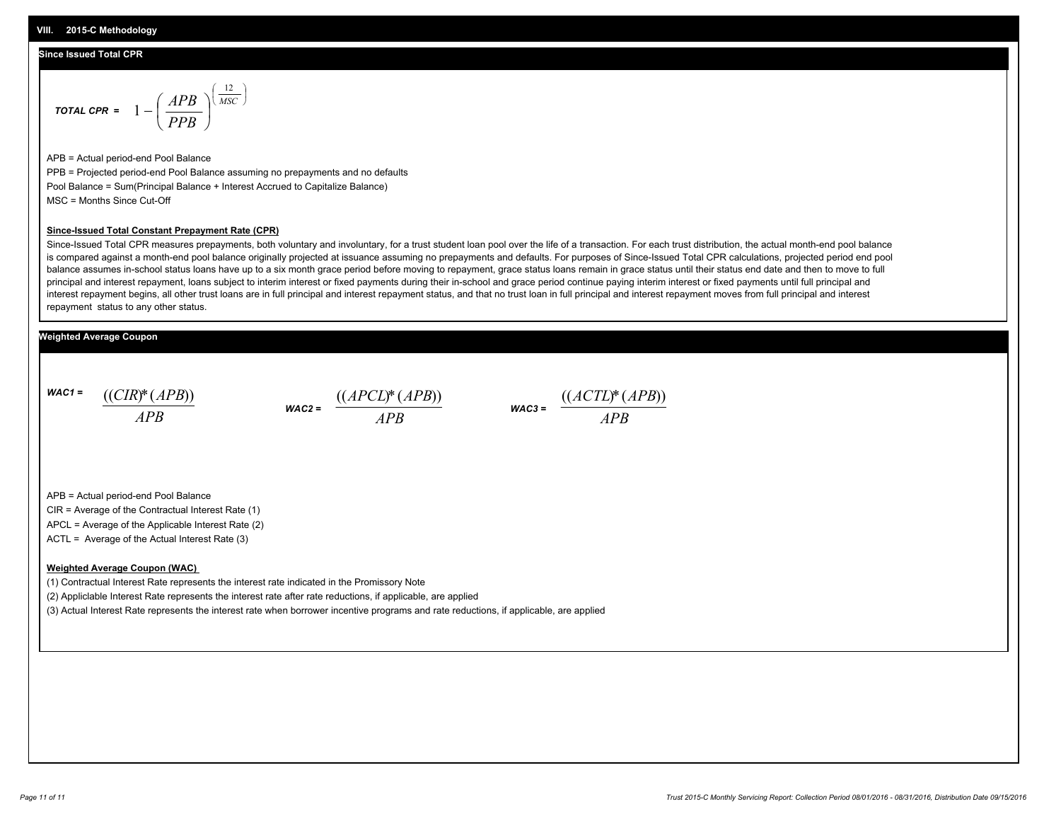## VIII. 2015-C Methodology

### Since Issued Total CPR

**TOTAL CPR =** $$1-\left(\frac{APB}{PPB}\right)^{\left(\frac{12}{MSC}\right)}$$

APB = Actual period-end Pool Balance

PPB = Projected period-end Pool Balance assuming no prepayments and no defaults

Pool Balance = Sum(Principal Balance + Interest Accrued to Capitalize Balance)

MSC = Months Since Cut-Off

**Since-Issued Total Constant Prepayment Rate (CPR)**

Since-Issued Total CPR measures prepayments, both voluntary and involuntary, for a trust student loan pool over the life of a transaction. For each trust distribution, the actual month-end pool balance is compared against a month-end pool balance originally projected at issuance assuming no prepayments and defaults. For purposes of Since-Issued Total CPR calculations, projected period end pool balance assumes in-school status loans have up to a six month grace period before moving to repayment, grace status loans remain in grace status until their status end date and then to move to full principal and interest repayment, loans subject to interim interest or fixed payments during their in-school and grace period continue paying interim interest or fixed payments until full principal and interest repayment begins, all other trust loans are in full principal and interest repayment status, and that no trust loan in full principal and interest repayment moves from full principal and interest repayment status to any other status.

### Weighted Average Coupon

**WAC1 =** $$\frac{((CIR)*(APB))}{APB}$$

**WAC2 =** $$\frac{((APCL)*(APB))}{APB}$$

**WAC3 =** $$\frac{((ACTL)*(APB))}{APB}$$

APB = Actual period-end Pool Balance

CIR = Average of the Contractual Interest Rate (1)

APCL = Average of the Applicable Interest Rate (2)

ACTL = Average of the Actual Interest Rate (3)

**Weighted Average Coupon (WAC)**

(1) Contractual Interest Rate represents the interest rate indicated in the Promissory Note

(2) Appliclable Interest Rate represents the interest rate after rate reductions, if applicable, are applied

(3) Actual Interest Rate represents the interest rate when borrower incentive programs and rate reductions, if applicable, are applied